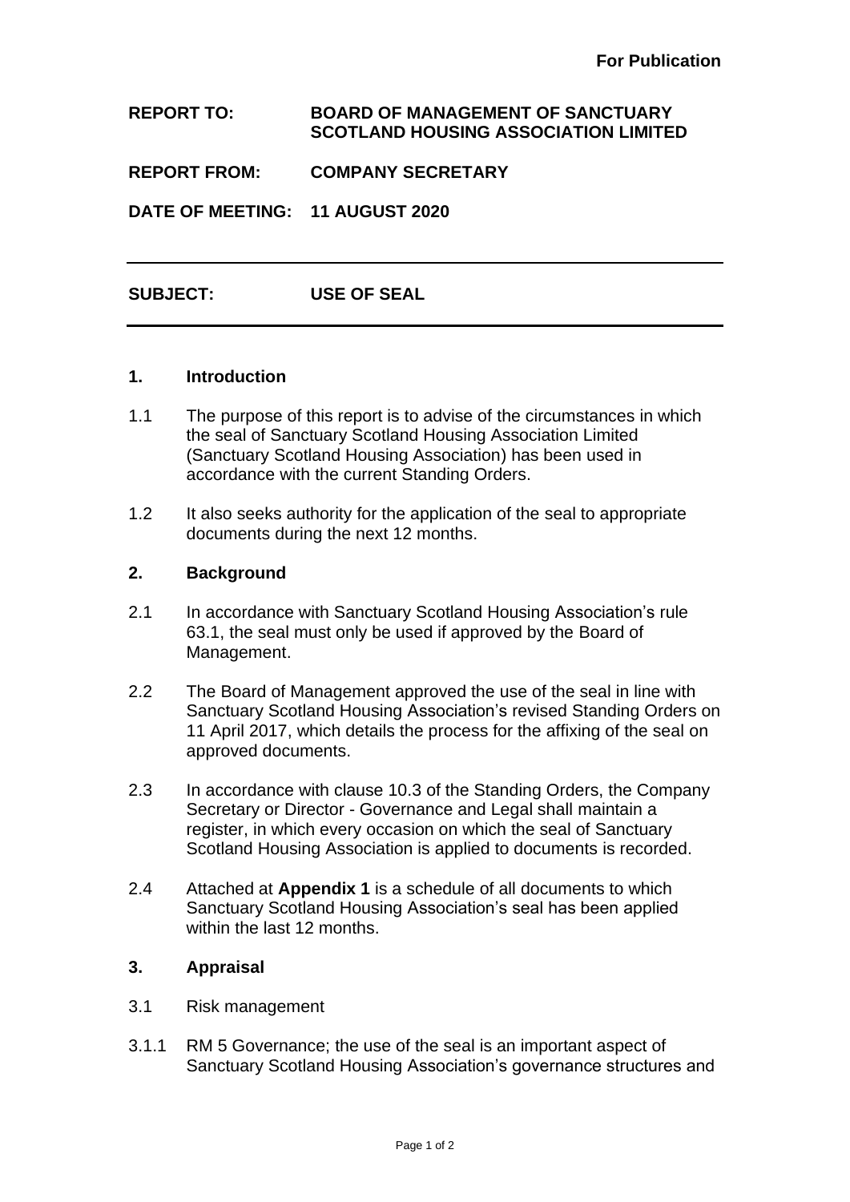**For Publication**

**REPORT TO:** **BOARD OF MANAGEMENT OF SANCTUARY SCOTLAND HOUSING ASSOCIATION LIMITED**

**REPORT FROM:** **COMPANY SECRETARY**

**DATE OF MEETING:** **11 AUGUST 2020**

---

**SUBJECT:** **USE OF SEAL**

---

## 1. Introduction

1.1 The purpose of this report is to advise of the circumstances in which the seal of Sanctuary Scotland Housing Association Limited (Sanctuary Scotland Housing Association) has been used in accordance with the current Standing Orders.

1.2 It also seeks authority for the application of the seal to appropriate documents during the next 12 months.

## 2. Background

2.1 In accordance with Sanctuary Scotland Housing Association's rule 63.1, the seal must only be used if approved by the Board of Management.

2.2 The Board of Management approved the use of the seal in line with Sanctuary Scotland Housing Association's revised Standing Orders on 11 April 2017, which details the process for the affixing of the seal on approved documents.

2.3 In accordance with clause 10.3 of the Standing Orders, the Company Secretary or Director - Governance and Legal shall maintain a register, in which every occasion on which the seal of Sanctuary Scotland Housing Association is applied to documents is recorded.

2.4 Attached at **Appendix 1** is a schedule of all documents to which Sanctuary Scotland Housing Association's seal has been applied within the last 12 months.

## 3. Appraisal

3.1 Risk management

3.1.1 RM 5 Governance; the use of the seal is an important aspect of Sanctuary Scotland Housing Association's governance structures and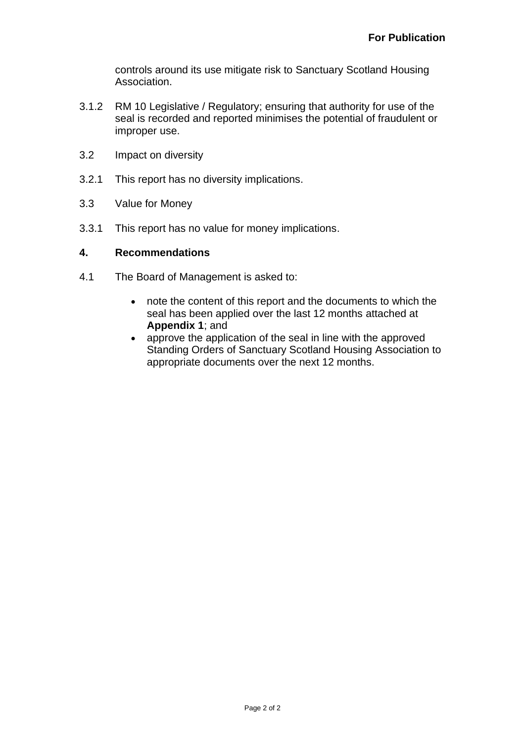**For Publication**

controls around its use mitigate risk to Sanctuary Scotland Housing Association.

3.1.2 RM 10 Legislative / Regulatory; ensuring that authority for use of the seal is recorded and reported minimises the potential of fraudulent or improper use.

3.2 Impact on diversity

3.2.1 This report has no diversity implications.

3.3 Value for Money

3.3.1 This report has no value for money implications.

## 4. Recommendations

4.1 The Board of Management is asked to:

- note the content of this report and the documents to which the seal has been applied over the last 12 months attached at **Appendix 1**; and
- approve the application of the seal in line with the approved Standing Orders of Sanctuary Scotland Housing Association to appropriate documents over the next 12 months.